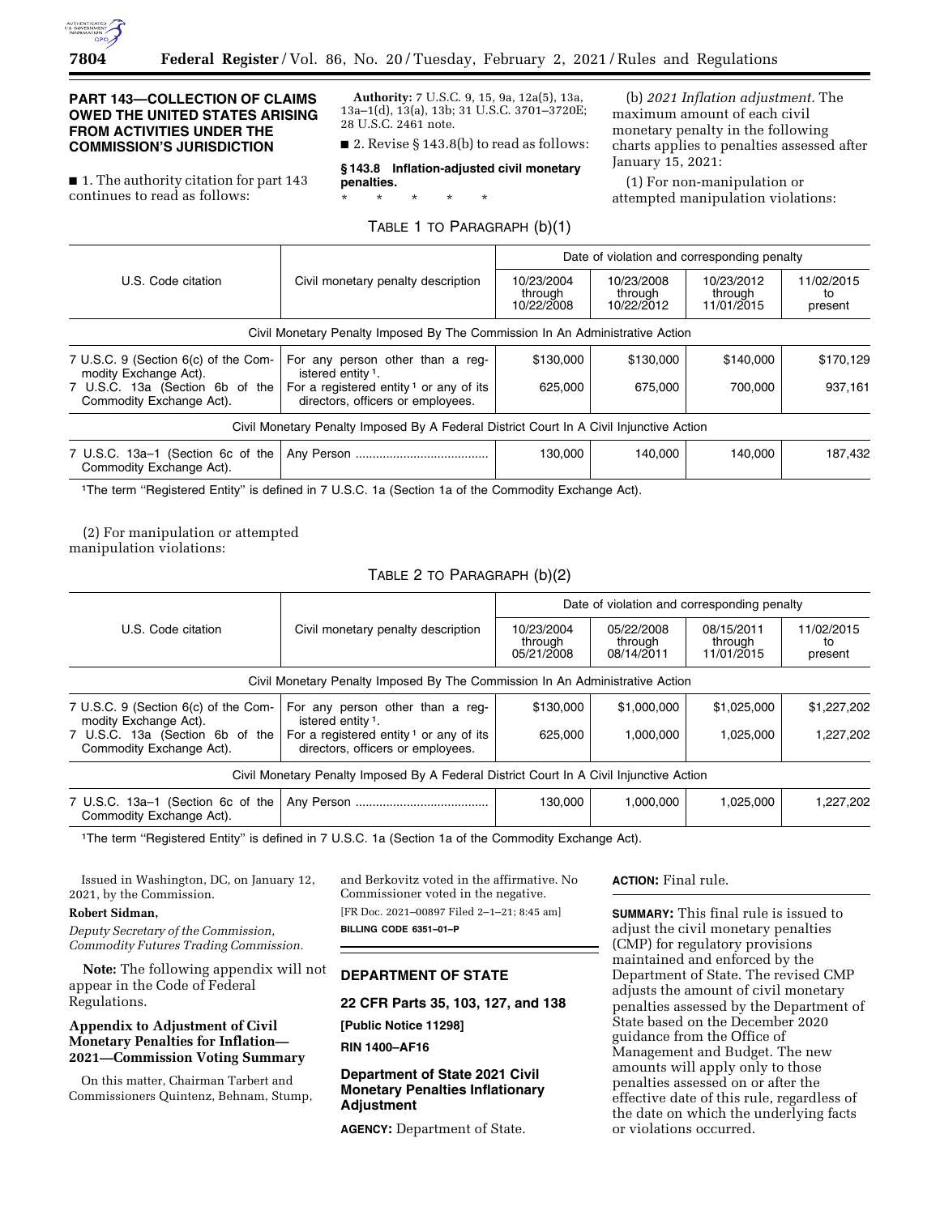## PART 143—COLLECTION OF CLAIMS OWED THE UNITED STATES ARISING FROM ACTIVITIES UNDER THE COMMISSION'S JURISDICTION

■ 1. The authority citation for part 143 continues to read as follows:

**Authority:** 7 U.S.C. 9, 15, 9a, 12a(5), 13a, 13a–1(d), 13(a), 13b; 31 U.S.C. 3701–3720E; 28 U.S.C. 2461 note.

■ 2. Revise § 143.8(b) to read as follows:

**§ 143.8 Inflation-adjusted civil monetary penalties.**

\* \* \* \* \*

(b) *2021 Inflation adjustment.* The maximum amount of each civil monetary penalty in the following charts applies to penalties assessed after January 15, 2021:

(1) For non-manipulation or attempted manipulation violations:

TABLE 1 TO PARAGRAPH (b)(1)

| U.S. Code citation | Civil monetary penalty description | Date of violation and corresponding penalty | | | |
|---|---|---|---|---|---|
| | | 10/23/2004 through 10/22/2008 | 10/23/2008 through 10/22/2012 | 10/23/2012 through 11/01/2015 | 11/02/2015 to present |
| Civil Monetary Penalty Imposed By The Commission In An Administrative Action | | | | | |
| 7 U.S.C. 9 (Section 6(c) of the Commodity Exchange Act). | For any person other than a registered entity [1]. | $130,000 | $130,000 | $140,000 | $170,129 |
| 7 U.S.C. 13a (Section 6b of the Commodity Exchange Act). | For a registered entity [1] or any of its directors, officers or employees. | 625,000 | 675,000 | 700,000 | 937,161 |
| Civil Monetary Penalty Imposed By A Federal District Court In A Civil Injunctive Action | | | | | |
| 7 U.S.C. 13a–1 (Section 6c of the Commodity Exchange Act). | Any Person | 130,000 | 140,000 | 140,000 | 187,432 |

[1] The term "Registered Entity" is defined in 7 U.S.C. 1a (Section 1a of the Commodity Exchange Act).

(2) For manipulation or attempted manipulation violations:

TABLE 2 TO PARAGRAPH (b)(2)

| U.S. Code citation | Civil monetary penalty description | Date of violation and corresponding penalty | | | |
|---|---|---|---|---|---|
| | | 10/23/2004 through 05/21/2008 | 05/22/2008 through 08/14/2011 | 08/15/2011 through 11/01/2015 | 11/02/2015 to present |
| Civil Monetary Penalty Imposed By The Commission In An Administrative Action | | | | | |
| 7 U.S.C. 9 (Section 6(c) of the Commodity Exchange Act). | For any person other than a registered entity [1]. | $130,000 | $1,000,000 | $1,025,000 | $1,227,202 |
| 7 U.S.C. 13a (Section 6b of the Commodity Exchange Act). | For a registered entity [1] or any of its directors, officers or employees. | 625,000 | 1,000,000 | 1,025,000 | 1,227,202 |
| Civil Monetary Penalty Imposed By A Federal District Court In A Civil Injunctive Action | | | | | |
| 7 U.S.C. 13a–1 (Section 6c of the Commodity Exchange Act). | Any Person | 130,000 | 1,000,000 | 1,025,000 | 1,227,202 |

[1] The term "Registered Entity" is defined in 7 U.S.C. 1a (Section 1a of the Commodity Exchange Act).

Issued in Washington, DC, on January 12, 2021, by the Commission.

**Robert Sidman,**

*Deputy Secretary of the Commission, Commodity Futures Trading Commission.*

**Note:** The following appendix will not appear in the Code of Federal Regulations.

### Appendix to Adjustment of Civil Monetary Penalties for Inflation—2021—Commission Voting Summary

On this matter, Chairman Tarbert and Commissioners Quintenz, Behnam, Stump, and Berkovitz voted in the affirmative. No Commissioner voted in the negative.

[FR Doc. 2021–00897 Filed 2–1–21; 8:45 am]

**BILLING CODE 6351–01–P**

## DEPARTMENT OF STATE

### 22 CFR Parts 35, 103, 127, and 138

**[Public Notice 11298]**

**RIN 1400–AF16**

### Department of State 2021 Civil Monetary Penalties Inflationary Adjustment

**AGENCY:** Department of State.

**ACTION:** Final rule.

**SUMMARY:** This final rule is issued to adjust the civil monetary penalties (CMP) for regulatory provisions maintained and enforced by the Department of State. The revised CMP adjusts the amount of civil monetary penalties assessed by the Department of State based on the December 2020 guidance from the Office of Management and Budget. The new amounts will apply only to those penalties assessed on or after the effective date of this rule, regardless of the date on which the underlying facts or violations occurred.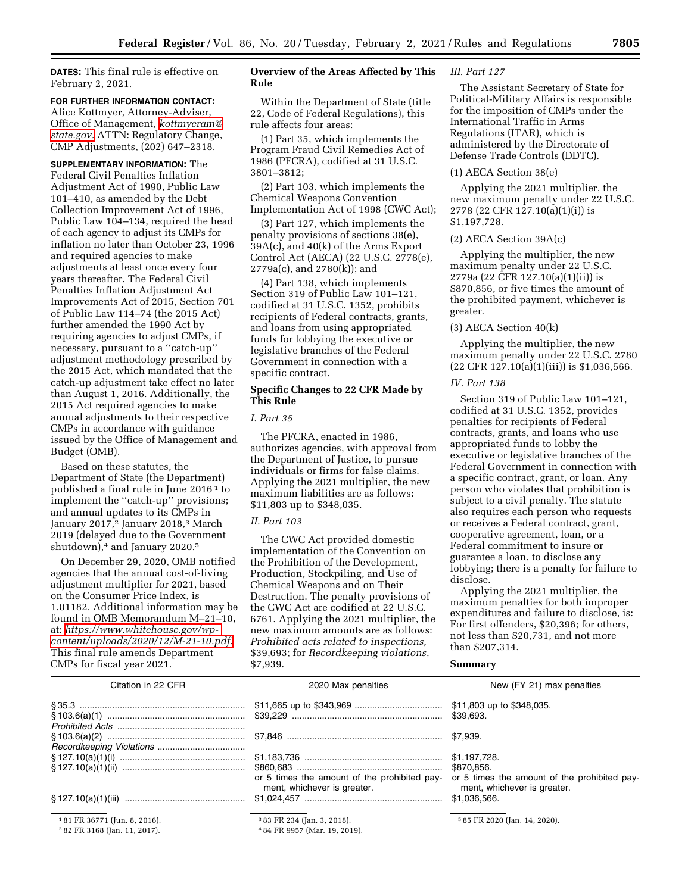**DATES:** This final rule is effective on February 2, 2021.

**FOR FURTHER INFORMATION CONTACT:** Alice Kottmyer, Attorney-Adviser, Office of Management, kottmyeram@state.gov. ATTN: Regulatory Change, CMP Adjustments, (202) 647–2318.

**SUPPLEMENTARY INFORMATION:** The Federal Civil Penalties Inflation Adjustment Act of 1990, Public Law 101–410, as amended by the Debt Collection Improvement Act of 1996, Public Law 104–134, required the head of each agency to adjust its CMPs for inflation no later than October 23, 1996 and required agencies to make adjustments at least once every four years thereafter. The Federal Civil Penalties Inflation Adjustment Act Improvements Act of 2015, Section 701 of Public Law 114–74 (the 2015 Act) further amended the 1990 Act by requiring agencies to adjust CMPs, if necessary, pursuant to a ''catch-up'' adjustment methodology prescribed by the 2015 Act, which mandated that the catch-up adjustment take effect no later than August 1, 2016. Additionally, the 2015 Act required agencies to make annual adjustments to their respective CMPs in accordance with guidance issued by the Office of Management and Budget (OMB).

Based on these statutes, the Department of State (the Department) published a final rule in June 2016 [1] to implement the ''catch-up'' provisions; and annual updates to its CMPs in January 2017,[2] January 2018,[3] March 2019 (delayed due to the Government shutdown),[4] and January 2020.[5]

On December 29, 2020, OMB notified agencies that the annual cost-of-living adjustment multiplier for 2021, based on the Consumer Price Index, is 1.01182. Additional information may be found in OMB Memorandum M–21–10, at: https://www.whitehouse.gov/wp-content/uploads/2020/12/M-21-10.pdf. This final rule amends Department CMPs for fiscal year 2021.

**Overview of the Areas Affected by This Rule**

Within the Department of State (title 22, Code of Federal Regulations), this rule affects four areas:

(1) Part 35, which implements the Program Fraud Civil Remedies Act of 1986 (PFCRA), codified at 31 U.S.C. 3801–3812;

(2) Part 103, which implements the Chemical Weapons Convention Implementation Act of 1998 (CWC Act);

(3) Part 127, which implements the penalty provisions of sections 38(e), 39A(c), and 40(k) of the Arms Export Control Act (AECA) (22 U.S.C. 2778(e), 2779a(c), and 2780(k)); and

(4) Part 138, which implements Section 319 of Public Law 101–121, codified at 31 U.S.C. 1352, prohibits recipients of Federal contracts, grants, and loans from using appropriated funds for lobbying the executive or legislative branches of the Federal Government in connection with a specific contract.

**Specific Changes to 22 CFR Made by This Rule**

*I. Part 35*

The PFCRA, enacted in 1986, authorizes agencies, with approval from the Department of Justice, to pursue individuals or firms for false claims. Applying the 2021 multiplier, the new maximum liabilities are as follows: $11,803 up to $348,035.

*II. Part 103*

The CWC Act provided domestic implementation of the Convention on the Prohibition of the Development, Production, Stockpiling, and Use of Chemical Weapons and on Their Destruction. The penalty provisions of the CWC Act are codified at 22 U.S.C. 6761. Applying the 2021 multiplier, the new maximum amounts are as follows: *Prohibited acts related to inspections,* $39,693; for *Recordkeeping violations,* $7,939.

*III. Part 127*

The Assistant Secretary of State for Political-Military Affairs is responsible for the imposition of CMPs under the International Traffic in Arms Regulations (ITAR), which is administered by the Directorate of Defense Trade Controls (DDTC).

(1) AECA Section 38(e)

Applying the 2021 multiplier, the new maximum penalty under 22 U.S.C. 2778 (22 CFR 127.10(a)(1)(i)) is $1,197,728.

(2) AECA Section 39A(c)

Applying the multiplier, the new maximum penalty under 22 U.S.C. 2779a (22 CFR 127.10(a)(1)(ii)) is $870,856, or five times the amount of the prohibited payment, whichever is greater.

(3) AECA Section 40(k)

Applying the multiplier, the new maximum penalty under 22 U.S.C. 2780 (22 CFR 127.10(a)(1)(iii)) is $1,036,566.

*IV. Part 138*

Section 319 of Public Law 101–121, codified at 31 U.S.C. 1352, provides penalties for recipients of Federal contracts, grants, and loans who use appropriated funds to lobby the executive or legislative branches of the Federal Government in connection with a specific contract, grant, or loan. Any person who violates that prohibition is subject to a civil penalty. The statute also requires each person who requests or receives a Federal contract, grant, cooperative agreement, loan, or a Federal commitment to insure or guarantee a loan, to disclose any lobbying; there is a penalty for failure to disclose.

Applying the 2021 multiplier, the maximum penalties for both improper expenditures and failure to disclose, is: For first offenders, $20,396; for others, not less than $20,731, and not more than $207,314.

**Summary**

| Citation in 22 CFR | 2020 Max penalties | New (FY 21) max penalties |
|---|---|---|
| § 35.3 | $11,665 up to $343,969 | $11,803 up to $348,035. |
| § 103.6(a)(1) *Prohibited Acts* | $39,229 | $39,693. |
| § 103.6(a)(2) *Recordkeeping Violations* | $7,846 | $7,939. |
| § 127.10(a)(1)(i) | $1,183,736 | $1,197,728. |
| § 127.10(a)(1)(ii) | $860,683 or 5 times the amount of the prohibited payment, whichever is greater. | $870,856. or 5 times the amount of the prohibited payment, whichever is greater. |
| § 127.10(a)(1)(iii) | $1,024,457 | $1,036,566. |

[1] 81 FR 36771 (Jun. 8, 2016).

[2] 82 FR 3168 (Jan. 11, 2017).

[3] 83 FR 234 (Jan. 3, 2018).

[4] 84 FR 9957 (Mar. 19, 2019).

[5] 85 FR 2020 (Jan. 14, 2020).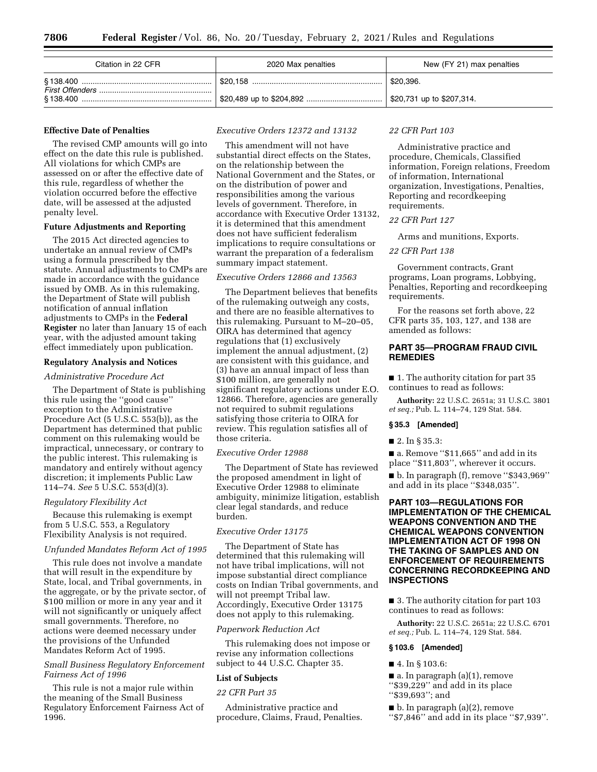| Citation in 22 CFR | 2020 Max penalties | New (FY 21) max penalties |
|---|---|---|
| § 138.400 | $20,158 | $20,396. |
| *First Offenders* | | |
| § 138.400 | $20,489 up to $204,892 | $20,731 up to $207,314. |

**Effective Date of Penalties**

The revised CMP amounts will go into effect on the date this rule is published. All violations for which CMPs are assessed on or after the effective date of this rule, regardless of whether the violation occurred before the effective date, will be assessed at the adjusted penalty level.

**Future Adjustments and Reporting**

The 2015 Act directed agencies to undertake an annual review of CMPs using a formula prescribed by the statute. Annual adjustments to CMPs are made in accordance with the guidance issued by OMB. As in this rulemaking, the Department of State will publish notification of annual inflation adjustments to CMPs in the **Federal Register** no later than January 15 of each year, with the adjusted amount taking effect immediately upon publication.

**Regulatory Analysis and Notices**

*Administrative Procedure Act*

The Department of State is publishing this rule using the ''good cause'' exception to the Administrative Procedure Act (5 U.S.C. 553(b)), as the Department has determined that public comment on this rulemaking would be impractical, unnecessary, or contrary to the public interest. This rulemaking is mandatory and entirely without agency discretion; it implements Public Law 114–74. *See* 5 U.S.C. 553(d)(3).

*Regulatory Flexibility Act*

Because this rulemaking is exempt from 5 U.S.C. 553, a Regulatory Flexibility Analysis is not required.

*Unfunded Mandates Reform Act of 1995*

This rule does not involve a mandate that will result in the expenditure by State, local, and Tribal governments, in the aggregate, or by the private sector, of $100 million or more in any year and it will not significantly or uniquely affect small governments. Therefore, no actions were deemed necessary under the provisions of the Unfunded Mandates Reform Act of 1995.

*Small Business Regulatory Enforcement Fairness Act of 1996*

This rule is not a major rule within the meaning of the Small Business Regulatory Enforcement Fairness Act of 1996.

*Executive Orders 12372 and 13132*

This amendment will not have substantial direct effects on the States, on the relationship between the National Government and the States, or on the distribution of power and responsibilities among the various levels of government. Therefore, in accordance with Executive Order 13132, it is determined that this amendment does not have sufficient federalism implications to require consultations or warrant the preparation of a federalism summary impact statement.

*Executive Orders 12866 and 13563*

The Department believes that benefits of the rulemaking outweigh any costs, and there are no feasible alternatives to this rulemaking. Pursuant to M–20–05, OIRA has determined that agency regulations that (1) exclusively implement the annual adjustment, (2) are consistent with this guidance, and (3) have an annual impact of less than $100 million, are generally not significant regulatory actions under E.O. 12866. Therefore, agencies are generally not required to submit regulations satisfying those criteria to OIRA for review. This regulation satisfies all of those criteria.

*Executive Order 12988*

The Department of State has reviewed the proposed amendment in light of Executive Order 12988 to eliminate ambiguity, minimize litigation, establish clear legal standards, and reduce burden.

*Executive Order 13175*

The Department of State has determined that this rulemaking will not have tribal implications, will not impose substantial direct compliance costs on Indian Tribal governments, and will not preempt Tribal law. Accordingly, Executive Order 13175 does not apply to this rulemaking.

*Paperwork Reduction Act*

This rulemaking does not impose or revise any information collections subject to 44 U.S.C. Chapter 35.

**List of Subjects**

*22 CFR Part 35*

Administrative practice and procedure, Claims, Fraud, Penalties.

*22 CFR Part 103*

Administrative practice and procedure, Chemicals, Classified information, Foreign relations, Freedom of information, International organization, Investigations, Penalties, Reporting and recordkeeping requirements.

*22 CFR Part 127*

Arms and munitions, Exports.

*22 CFR Part 138*

Government contracts, Grant programs, Loan programs, Lobbying, Penalties, Reporting and recordkeeping requirements.

For the reasons set forth above, 22 CFR parts 35, 103, 127, and 138 are amended as follows:

## PART 35—PROGRAM FRAUD CIVIL REMEDIES

■ 1. The authority citation for part 35 continues to read as follows:

**Authority:** 22 U.S.C. 2651a; 31 U.S.C. 3801 *et seq.;* Pub. L. 114–74, 129 Stat. 584.

**§ 35.3 [Amended]**

■ 2. In § 35.3:

■ a. Remove ''$11,665'' and add in its place ''$11,803'', wherever it occurs.

■ b. In paragraph (f), remove ''$343,969'' and add in its place ''$348,035''.

## PART 103—REGULATIONS FOR IMPLEMENTATION OF THE CHEMICAL WEAPONS CONVENTION AND THE CHEMICAL WEAPONS CONVENTION IMPLEMENTATION ACT OF 1998 ON THE TAKING OF SAMPLES AND ON ENFORCEMENT OF REQUIREMENTS CONCERNING RECORDKEEPING AND INSPECTIONS

■ 3. The authority citation for part 103 continues to read as follows:

**Authority:** 22 U.S.C. 2651a; 22 U.S.C. 6701 *et seq.;* Pub. L. 114–74, 129 Stat. 584.

**§ 103.6 [Amended]**

■ 4. In § 103.6:

■ a. In paragraph (a)(1), remove ''$39,229'' and add in its place ''$39,693''; and

■ b. In paragraph (a)(2), remove ''$7,846'' and add in its place ''$7,939''.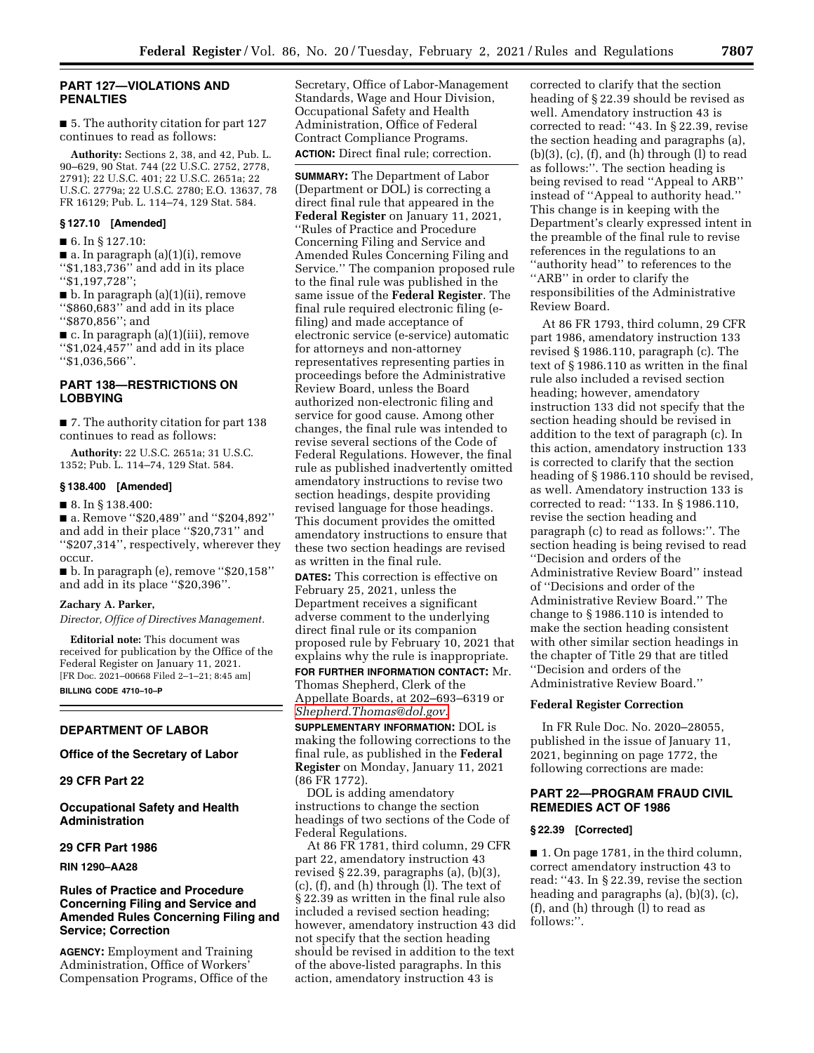## PART 127—VIOLATIONS AND PENALTIES

■ 5. The authority citation for part 127 continues to read as follows:

**Authority:** Sections 2, 38, and 42, Pub. L. 90–629, 90 Stat. 744 (22 U.S.C. 2752, 2778, 2791); 22 U.S.C. 401; 22 U.S.C. 2651a; 22 U.S.C. 2779a; 22 U.S.C. 2780; E.O. 13637, 78 FR 16129; Pub. L. 114–74, 129 Stat. 584.

### § 127.10 [Amended]

■ 6. In § 127.10:

■ a. In paragraph (a)(1)(i), remove ''$1,183,736'' and add in its place ''$1,197,728'';

■ b. In paragraph (a)(1)(ii), remove ''$860,683'' and add in its place ''$870,856''; and

■ c. In paragraph (a)(1)(iii), remove ''$1,024,457'' and add in its place ''$1,036,566''.

## PART 138—RESTRICTIONS ON LOBBYING

■ 7. The authority citation for part 138 continues to read as follows:

**Authority:** 22 U.S.C. 2651a; 31 U.S.C. 1352; Pub. L. 114–74, 129 Stat. 584.

### § 138.400 [Amended]

■ 8. In § 138.400:

■ a. Remove ''$20,489'' and ''$204,892'' and add in their place ''$20,731'' and ''$207,314'', respectively, wherever they occur.

■ b. In paragraph (e), remove ''$20,158'' and add in its place ''$20,396''.

**Zachary A. Parker,**

*Director, Office of Directives Management.*

**Editorial note:** This document was received for publication by the Office of the Federal Register on January 11, 2021.

[FR Doc. 2021–00668 Filed 2–1–21; 8:45 am]

**BILLING CODE 4710–10–P**

---

## DEPARTMENT OF LABOR

### Office of the Secretary of Labor

### 29 CFR Part 22

### Occupational Safety and Health Administration

### 29 CFR Part 1986

### RIN 1290–AA28

## Rules of Practice and Procedure Concerning Filing and Service and Amended Rules Concerning Filing and Service; Correction

**AGENCY:** Employment and Training Administration, Office of Workers' Compensation Programs, Office of the Secretary, Office of Labor-Management Standards, Wage and Hour Division, Occupational Safety and Health Administration, Office of Federal Contract Compliance Programs.

**ACTION:** Direct final rule; correction.

**SUMMARY:** The Department of Labor (Department or DOL) is correcting a direct final rule that appeared in the **Federal Register** on January 11, 2021, ''Rules of Practice and Procedure Concerning Filing and Service and Amended Rules Concerning Filing and Service.'' The companion proposed rule to the final rule was published in the same issue of the **Federal Register**. The final rule required electronic filing (e-filing) and made acceptance of electronic service (e-service) automatic for attorneys and non-attorney representatives representing parties in proceedings before the Administrative Review Board, unless the Board authorized non-electronic filing and service for good cause. Among other changes, the final rule was intended to revise several sections of the Code of Federal Regulations. However, the final rule as published inadvertently omitted amendatory instructions to revise two section headings, despite providing revised language for those headings. This document provides the omitted amendatory instructions to ensure that these two section headings are revised as written in the final rule.

**DATES:** This correction is effective on February 25, 2021, unless the Department receives a significant adverse comment to the underlying direct final rule or its companion proposed rule by February 10, 2021 that explains why the rule is inappropriate.

**FOR FURTHER INFORMATION CONTACT:** Mr. Thomas Shepherd, Clerk of the Appellate Boards, at 202–693–6319 or *Shepherd.Thomas@dol.gov.*

**SUPPLEMENTARY INFORMATION:** DOL is making the following corrections to the final rule, as published in the **Federal Register** on Monday, January 11, 2021 (86 FR 1772).

DOL is adding amendatory instructions to change the section headings of two sections of the Code of Federal Regulations.

At 86 FR 1781, third column, 29 CFR part 22, amendatory instruction 43 revised § 22.39, paragraphs (a), (b)(3), (c), (f), and (h) through (l). The text of § 22.39 as written in the final rule also included a revised section heading; however, amendatory instruction 43 did not specify that the section heading should be revised in addition to the text of the above-listed paragraphs. In this action, amendatory instruction 43 is corrected to clarify that the section heading of § 22.39 should be revised as well. Amendatory instruction 43 is corrected to read: ''43. In § 22.39, revise the section heading and paragraphs (a), (b)(3), (c), (f), and (h) through (l) to read as follows:''. The section heading is being revised to read ''Appeal to ARB'' instead of ''Appeal to authority head.'' This change is in keeping with the Department's clearly expressed intent in the preamble of the final rule to revise references in the regulations to an ''authority head'' to references to the ''ARB'' in order to clarify the responsibilities of the Administrative Review Board.

At 86 FR 1793, third column, 29 CFR part 1986, amendatory instruction 133 revised § 1986.110, paragraph (c). The text of § 1986.110 as written in the final rule also included a revised section heading; however, amendatory instruction 133 did not specify that the section heading should be revised in addition to the text of paragraph (c). In this action, amendatory instruction 133 is corrected to clarify that the section heading of § 1986.110 should be revised, as well. Amendatory instruction 133 is corrected to read: ''133. In § 1986.110, revise the section heading and paragraph (c) to read as follows:''. The section heading is being revised to read ''Decision and orders of the Administrative Review Board'' instead of ''Decisions and order of the Administrative Review Board.'' The change to § 1986.110 is intended to make the section heading consistent with other similar section headings in the chapter of Title 29 that are titled ''Decision and orders of the Administrative Review Board.''

### Federal Register Correction

In FR Rule Doc. No. 2020–28055, published in the issue of January 11, 2021, beginning on page 1772, the following corrections are made:

## PART 22—PROGRAM FRAUD CIVIL REMEDIES ACT OF 1986

### § 22.39 [Corrected]

■ 1. On page 1781, in the third column, correct amendatory instruction 43 to read: ''43. In § 22.39, revise the section heading and paragraphs (a), (b)(3), (c), (f), and (h) through (l) to read as follows:''.